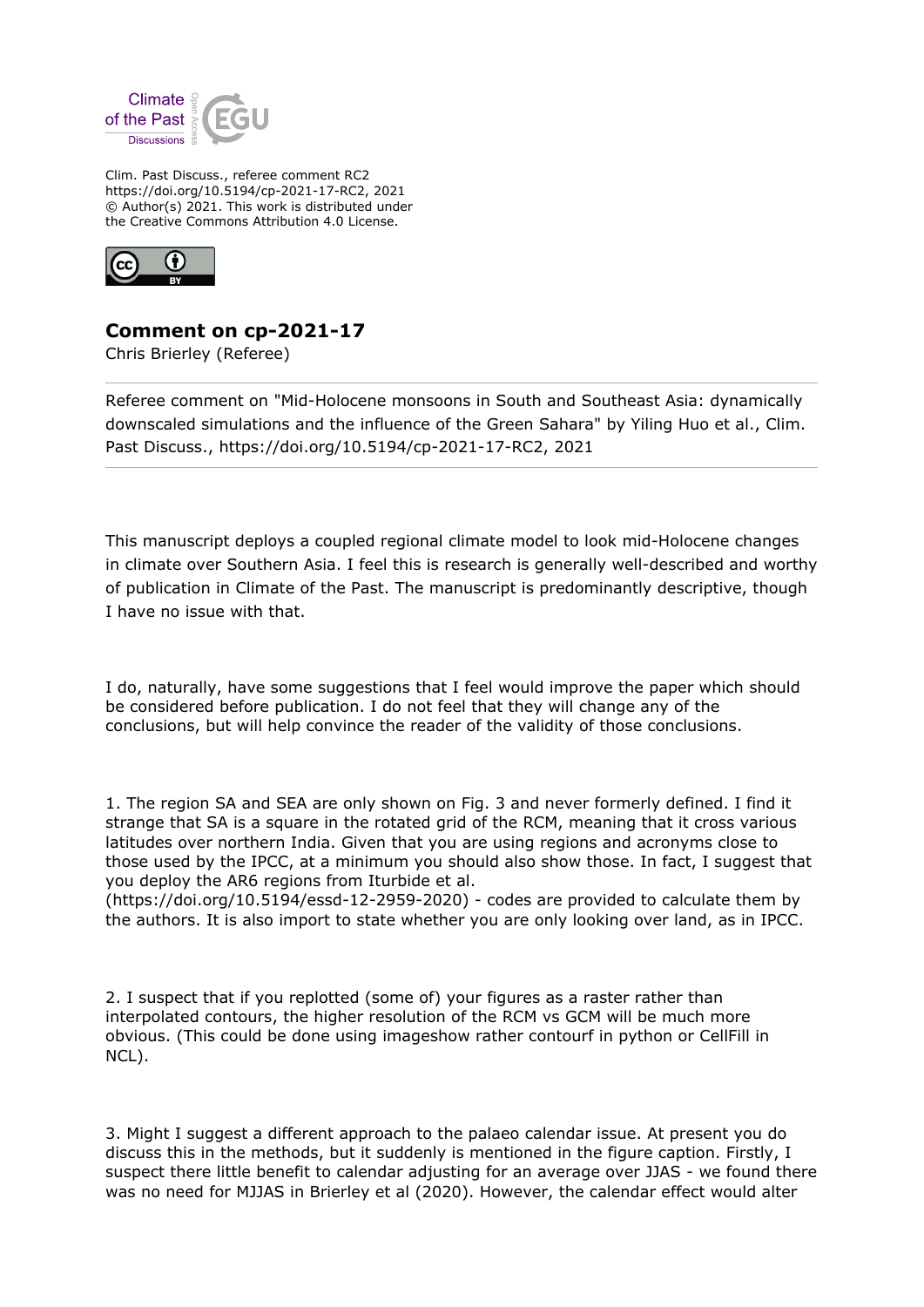Clim. Past Discuss., referee comment RC2
https://doi.org/10.5194/cp-2021-17-RC2, 2021
© Author(s) 2021. This work is distributed under
the Creative Commons Attribution 4.0 License.

## Comment on cp-2021-17

Chris Brierley (Referee)

Referee comment on "Mid-Holocene monsoons in South and Southeast Asia: dynamically downscaled simulations and the influence of the Green Sahara" by Yiling Huo et al., Clim. Past Discuss., https://doi.org/10.5194/cp-2021-17-RC2, 2021

---

This manuscript deploys a coupled regional climate model to look mid-Holocene changes in climate over Southern Asia. I feel this is research is generally well-described and worthy of publication in Climate of the Past. The manuscript is predominantly descriptive, though I have no issue with that.

I do, naturally, have some suggestions that I feel would improve the paper which should be considered before publication. I do not feel that they will change any of the conclusions, but will help convince the reader of the validity of those conclusions.

1. The region SA and SEA are only shown on Fig. 3 and never formerly defined. I find it strange that SA is a square in the rotated grid of the RCM, meaning that it cross various latitudes over northern India. Given that you are using regions and acronyms close to those used by the IPCC, at a minimum you should also show those. In fact, I suggest that you deploy the AR6 regions from Iturbide et al. (https://doi.org/10.5194/essd-12-2959-2020) - codes are provided to calculate them by the authors. It is also import to state whether you are only looking over land, as in IPCC.

2. I suspect that if you replotted (some of) your figures as a raster rather than interpolated contours, the higher resolution of the RCM vs GCM will be much more obvious. (This could be done using imageshow rather contourf in python or CellFill in NCL).

3. Might I suggest a different approach to the palaeo calendar issue. At present you do discuss this in the methods, but it suddenly is mentioned in the figure caption. Firstly, I suspect there little benefit to calendar adjusting for an average over JJAS - we found there was no need for MJJAS in Brierley et al (2020). However, the calendar effect would alter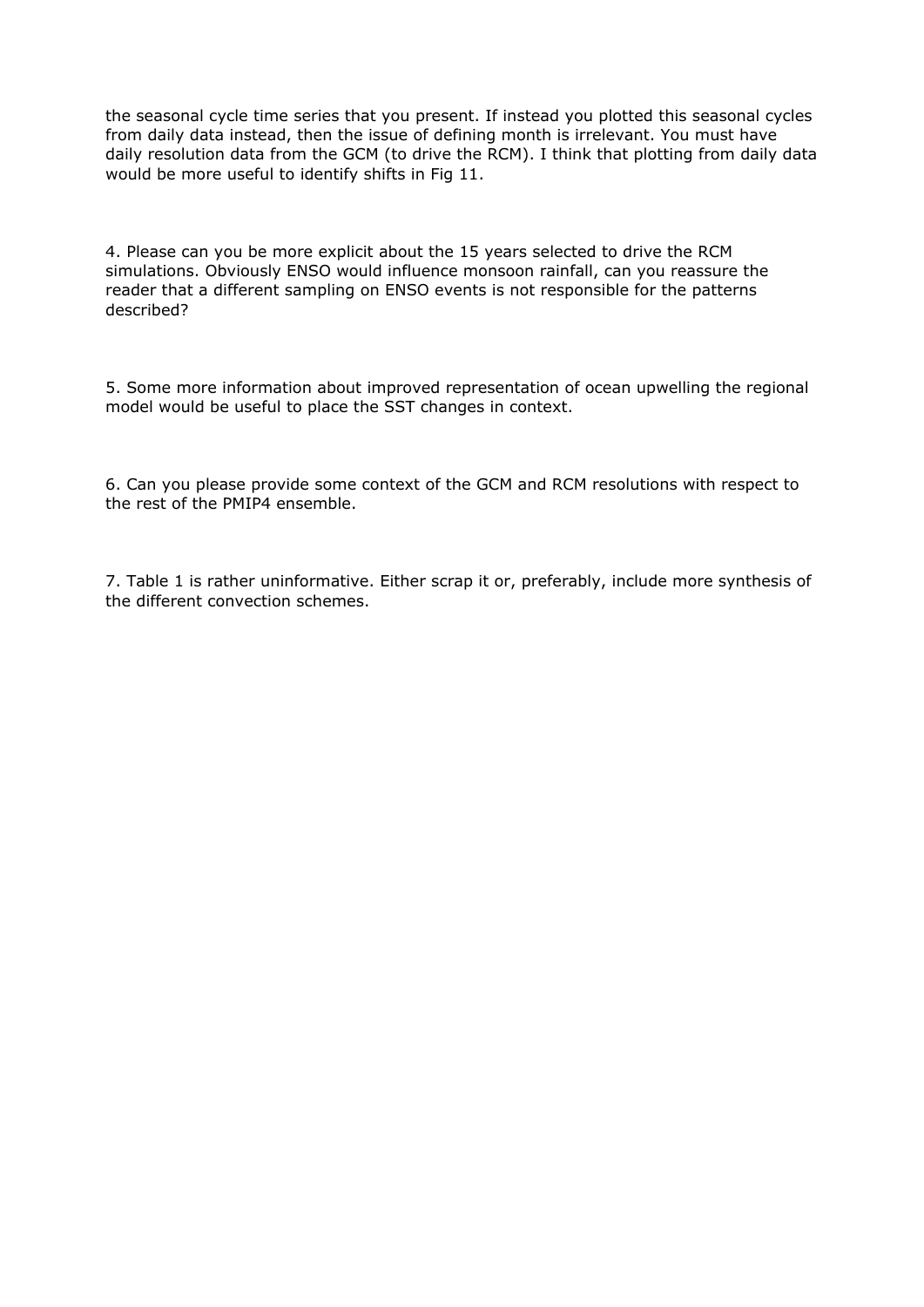the seasonal cycle time series that you present. If instead you plotted this seasonal cycles from daily data instead, then the issue of defining month is irrelevant. You must have daily resolution data from the GCM (to drive the RCM). I think that plotting from daily data would be more useful to identify shifts in Fig 11.

4. Please can you be more explicit about the 15 years selected to drive the RCM simulations. Obviously ENSO would influence monsoon rainfall, can you reassure the reader that a different sampling on ENSO events is not responsible for the patterns described?

5. Some more information about improved representation of ocean upwelling the regional model would be useful to place the SST changes in context.

6. Can you please provide some context of the GCM and RCM resolutions with respect to the rest of the PMIP4 ensemble.

7. Table 1 is rather uninformative. Either scrap it or, preferably, include more synthesis of the different convection schemes.